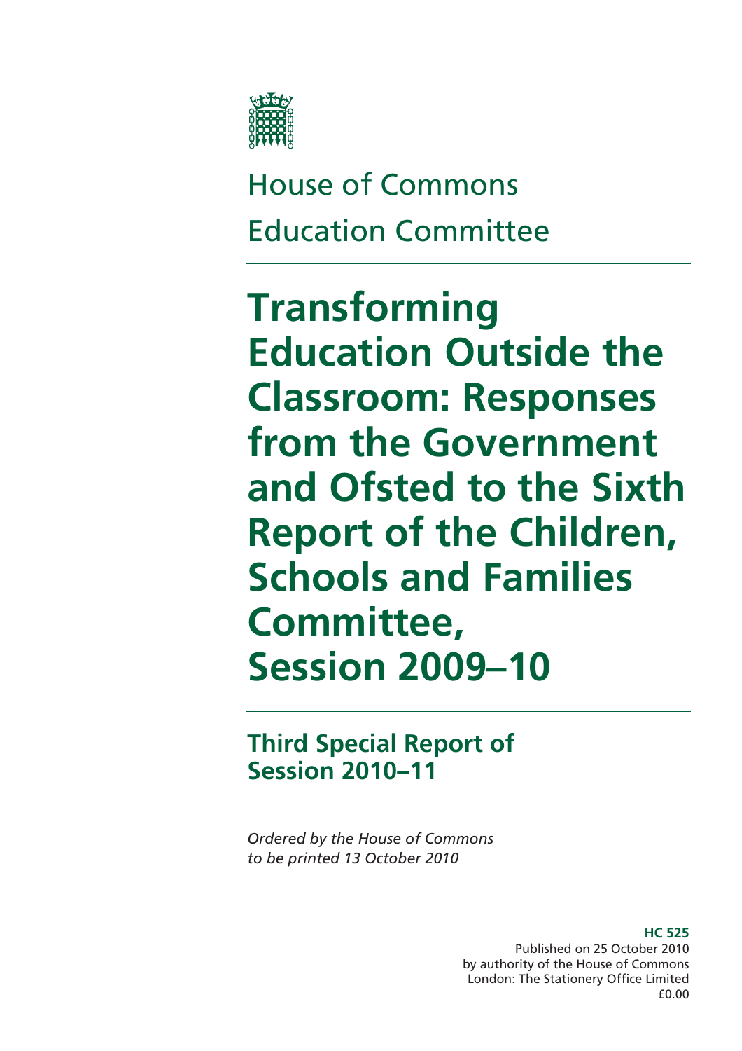House of Commons

Education Committee

# Transforming Education Outside the Classroom: Responses from the Government and Ofsted to the Sixth Report of the Children, Schools and Families Committee, Session 2009–10

## Third Special Report of Session 2010–11

*Ordered by the House of Commons to be printed 13 October 2010*

**HC 525**
Published on 25 October 2010
by authority of the House of Commons
London: The Stationery Office Limited
£0.00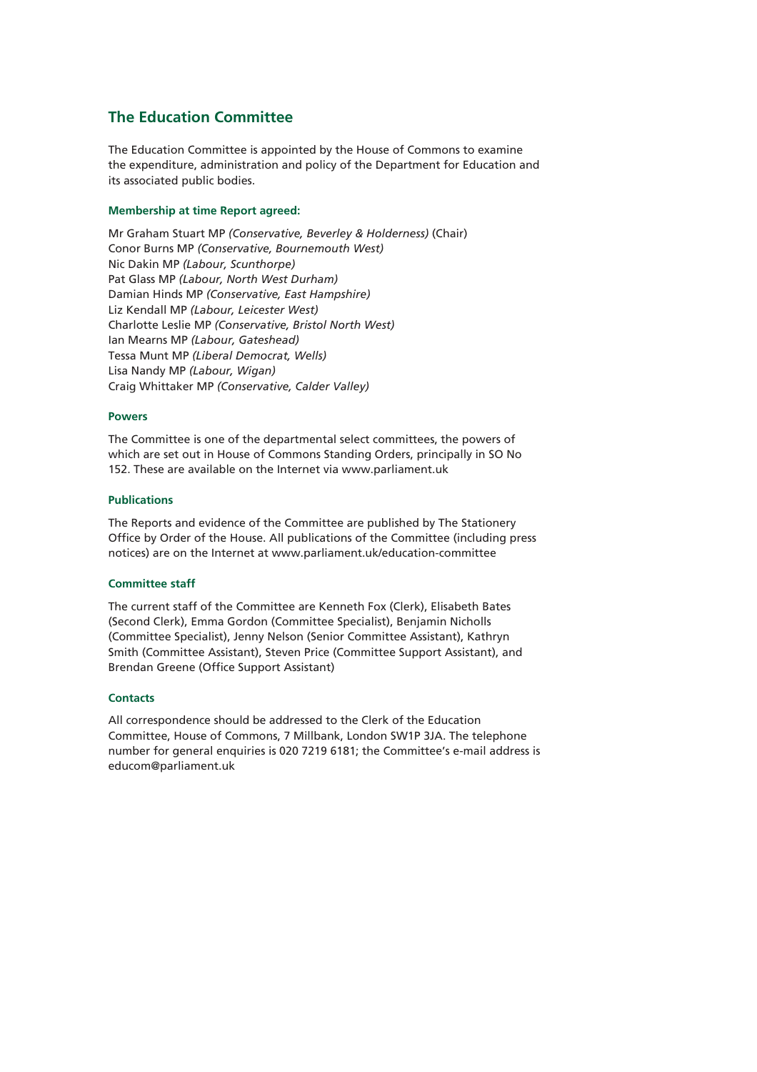## The Education Committee

The Education Committee is appointed by the House of Commons to examine the expenditure, administration and policy of the Department for Education and its associated public bodies.

#### Membership at time Report agreed:

Mr Graham Stuart MP *(Conservative, Beverley & Holderness)* (Chair)
Conor Burns MP *(Conservative, Bournemouth West)*
Nic Dakin MP *(Labour, Scunthorpe)*
Pat Glass MP *(Labour, North West Durham)*
Damian Hinds MP *(Conservative, East Hampshire)*
Liz Kendall MP *(Labour, Leicester West)*
Charlotte Leslie MP *(Conservative, Bristol North West)*
Ian Mearns MP *(Labour, Gateshead)*
Tessa Munt MP *(Liberal Democrat, Wells)*
Lisa Nandy MP *(Labour, Wigan)*
Craig Whittaker MP *(Conservative, Calder Valley)*

#### Powers

The Committee is one of the departmental select committees, the powers of which are set out in House of Commons Standing Orders, principally in SO No 152. These are available on the Internet via www.parliament.uk

#### Publications

The Reports and evidence of the Committee are published by The Stationery Office by Order of the House. All publications of the Committee (including press notices) are on the Internet at www.parliament.uk/education-committee

#### Committee staff

The current staff of the Committee are Kenneth Fox (Clerk), Elisabeth Bates (Second Clerk), Emma Gordon (Committee Specialist), Benjamin Nicholls (Committee Specialist), Jenny Nelson (Senior Committee Assistant), Kathryn Smith (Committee Assistant), Steven Price (Committee Support Assistant), and Brendan Greene (Office Support Assistant)

#### Contacts

All correspondence should be addressed to the Clerk of the Education Committee, House of Commons, 7 Millbank, London SW1P 3JA. The telephone number for general enquiries is 020 7219 6181; the Committee's e-mail address is educom@parliament.uk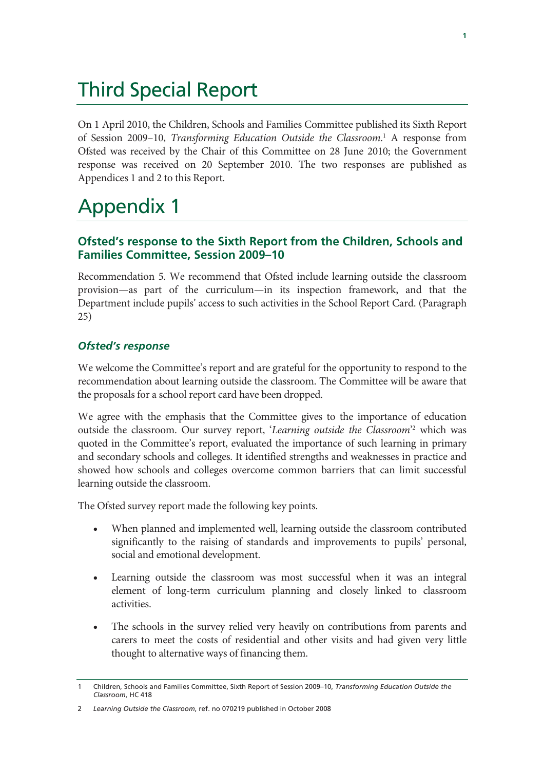# Third Special Report

On 1 April 2010, the Children, Schools and Families Committee published its Sixth Report of Session 2009–10, *Transforming Education Outside the Classroom*.[1] A response from Ofsted was received by the Chair of this Committee on 28 June 2010; the Government response was received on 20 September 2010. The two responses are published as Appendices 1 and 2 to this Report.

# Appendix 1

## Ofsted's response to the Sixth Report from the Children, Schools and Families Committee, Session 2009–10

Recommendation 5. We recommend that Ofsted include learning outside the classroom provision—as part of the curriculum—in its inspection framework, and that the Department include pupils' access to such activities in the School Report Card. (Paragraph 25)

### *Ofsted's response*

We welcome the Committee's report and are grateful for the opportunity to respond to the recommendation about learning outside the classroom. The Committee will be aware that the proposals for a school report card have been dropped.

We agree with the emphasis that the Committee gives to the importance of education outside the classroom. Our survey report, '*Learning outside the Classroom*'[2] which was quoted in the Committee's report, evaluated the importance of such learning in primary and secondary schools and colleges. It identified strengths and weaknesses in practice and showed how schools and colleges overcome common barriers that can limit successful learning outside the classroom.

The Ofsted survey report made the following key points.

- When planned and implemented well, learning outside the classroom contributed significantly to the raising of standards and improvements to pupils' personal, social and emotional development.
- Learning outside the classroom was most successful when it was an integral element of long-term curriculum planning and closely linked to classroom activities.
- The schools in the survey relied very heavily on contributions from parents and carers to meet the costs of residential and other visits and had given very little thought to alternative ways of financing them.

---

1 Children, Schools and Families Committee, Sixth Report of Session 2009–10, *Transforming Education Outside the Classroom*, HC 418

2 *Learning Outside the Classroom*, ref. no 070219 published in October 2008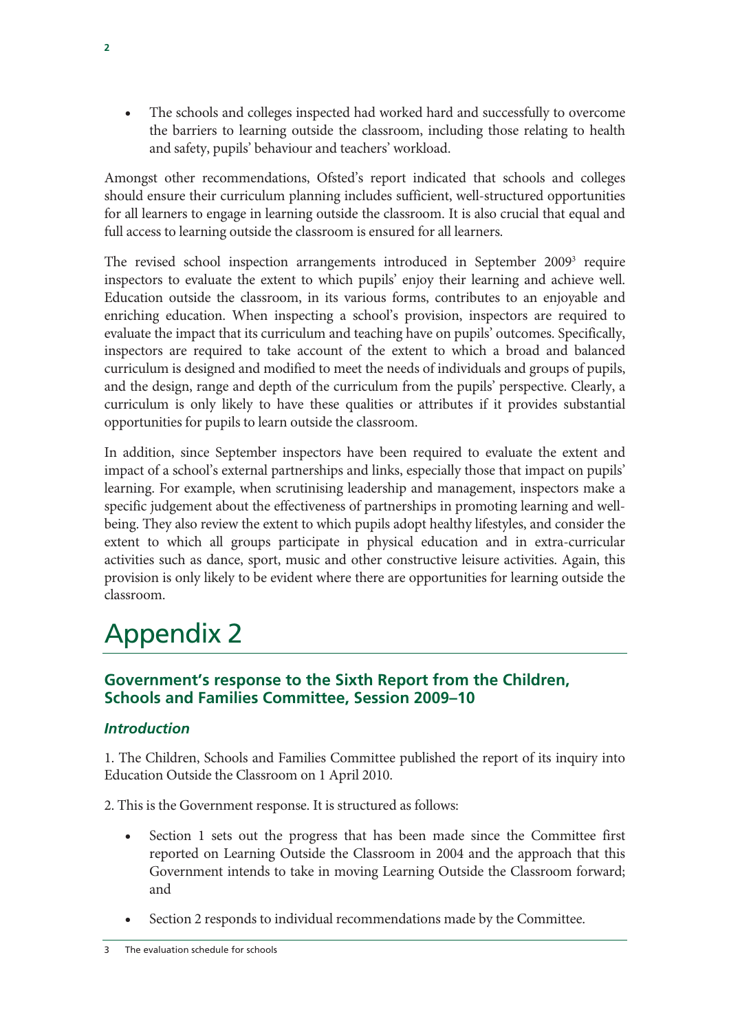- The schools and colleges inspected had worked hard and successfully to overcome the barriers to learning outside the classroom, including those relating to health and safety, pupils' behaviour and teachers' workload.

Amongst other recommendations, Ofsted's report indicated that schools and colleges should ensure their curriculum planning includes sufficient, well-structured opportunities for all learners to engage in learning outside the classroom. It is also crucial that equal and full access to learning outside the classroom is ensured for all learners.

The revised school inspection arrangements introduced in September 2009[3] require inspectors to evaluate the extent to which pupils' enjoy their learning and achieve well. Education outside the classroom, in its various forms, contributes to an enjoyable and enriching education. When inspecting a school's provision, inspectors are required to evaluate the impact that its curriculum and teaching have on pupils' outcomes. Specifically, inspectors are required to take account of the extent to which a broad and balanced curriculum is designed and modified to meet the needs of individuals and groups of pupils, and the design, range and depth of the curriculum from the pupils' perspective. Clearly, a curriculum is only likely to have these qualities or attributes if it provides substantial opportunities for pupils to learn outside the classroom.

In addition, since September inspectors have been required to evaluate the extent and impact of a school's external partnerships and links, especially those that impact on pupils' learning. For example, when scrutinising leadership and management, inspectors make a specific judgement about the effectiveness of partnerships in promoting learning and well-being. They also review the extent to which pupils adopt healthy lifestyles, and consider the extent to which all groups participate in physical education and in extra-curricular activities such as dance, sport, music and other constructive leisure activities. Again, this provision is only likely to be evident where there are opportunities for learning outside the classroom.

# Appendix 2

## Government's response to the Sixth Report from the Children, Schools and Families Committee, Session 2009–10

### *Introduction*

1. The Children, Schools and Families Committee published the report of its inquiry into Education Outside the Classroom on 1 April 2010.

2. This is the Government response. It is structured as follows:

- Section 1 sets out the progress that has been made since the Committee first reported on Learning Outside the Classroom in 2004 and the approach that this Government intends to take in moving Learning Outside the Classroom forward; and
- Section 2 responds to individual recommendations made by the Committee.

3 The evaluation schedule for schools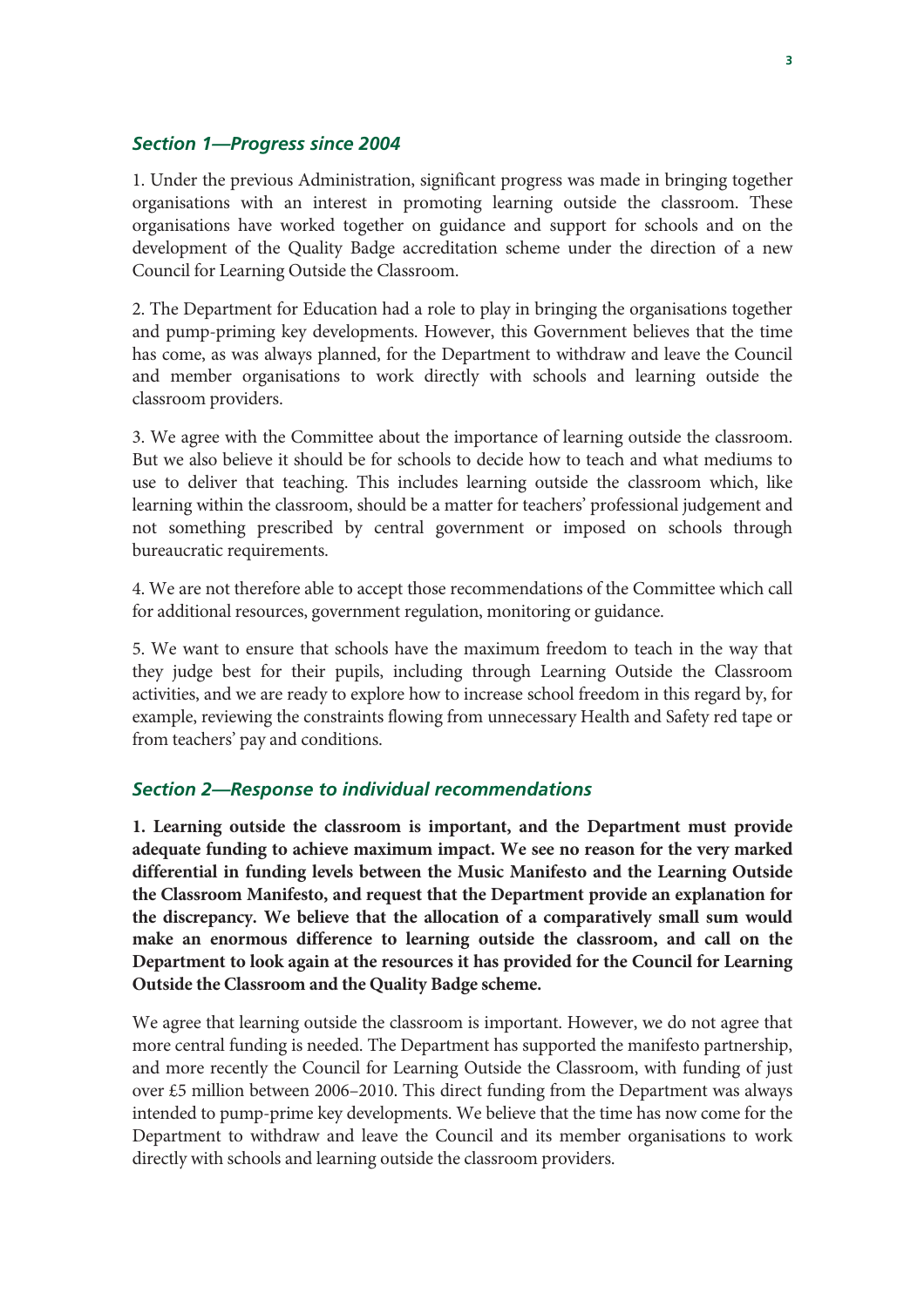### *Section 1—Progress since 2004*

1. Under the previous Administration, significant progress was made in bringing together organisations with an interest in promoting learning outside the classroom. These organisations have worked together on guidance and support for schools and on the development of the Quality Badge accreditation scheme under the direction of a new Council for Learning Outside the Classroom.

2. The Department for Education had a role to play in bringing the organisations together and pump-priming key developments. However, this Government believes that the time has come, as was always planned, for the Department to withdraw and leave the Council and member organisations to work directly with schools and learning outside the classroom providers.

3. We agree with the Committee about the importance of learning outside the classroom. But we also believe it should be for schools to decide how to teach and what mediums to use to deliver that teaching. This includes learning outside the classroom which, like learning within the classroom, should be a matter for teachers' professional judgement and not something prescribed by central government or imposed on schools through bureaucratic requirements.

4. We are not therefore able to accept those recommendations of the Committee which call for additional resources, government regulation, monitoring or guidance.

5. We want to ensure that schools have the maximum freedom to teach in the way that they judge best for their pupils, including through Learning Outside the Classroom activities, and we are ready to explore how to increase school freedom in this regard by, for example, reviewing the constraints flowing from unnecessary Health and Safety red tape or from teachers' pay and conditions.

### *Section 2—Response to individual recommendations*

**1. Learning outside the classroom is important, and the Department must provide adequate funding to achieve maximum impact. We see no reason for the very marked differential in funding levels between the Music Manifesto and the Learning Outside the Classroom Manifesto, and request that the Department provide an explanation for the discrepancy. We believe that the allocation of a comparatively small sum would make an enormous difference to learning outside the classroom, and call on the Department to look again at the resources it has provided for the Council for Learning Outside the Classroom and the Quality Badge scheme.**

We agree that learning outside the classroom is important. However, we do not agree that more central funding is needed. The Department has supported the manifesto partnership, and more recently the Council for Learning Outside the Classroom, with funding of just over £5 million between 2006–2010. This direct funding from the Department was always intended to pump-prime key developments. We believe that the time has now come for the Department to withdraw and leave the Council and its member organisations to work directly with schools and learning outside the classroom providers.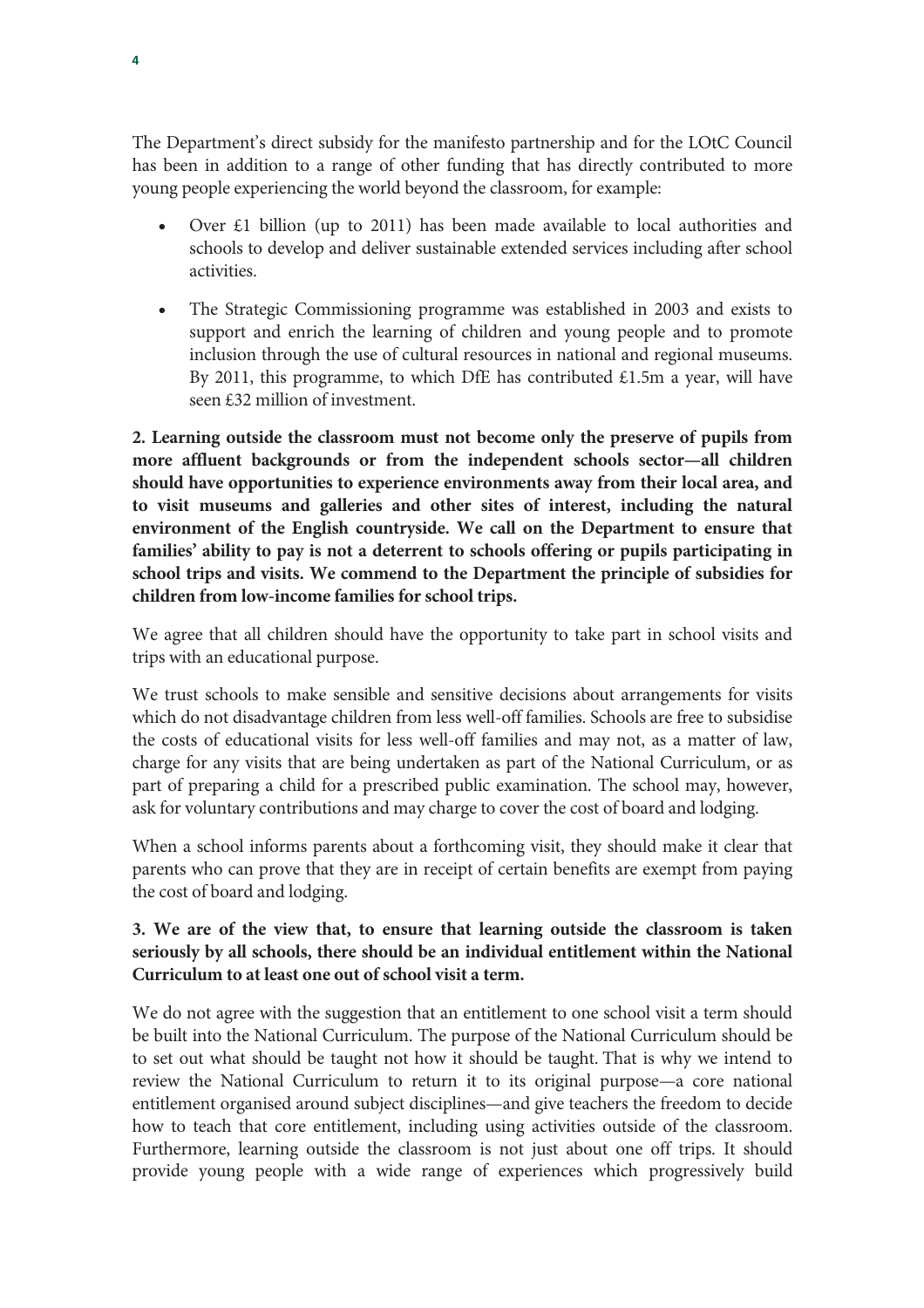The Department's direct subsidy for the manifesto partnership and for the LOtC Council has been in addition to a range of other funding that has directly contributed to more young people experiencing the world beyond the classroom, for example:

- Over £1 billion (up to 2011) has been made available to local authorities and schools to develop and deliver sustainable extended services including after school activities.
- The Strategic Commissioning programme was established in 2003 and exists to support and enrich the learning of children and young people and to promote inclusion through the use of cultural resources in national and regional museums. By 2011, this programme, to which DfE has contributed £1.5m a year, will have seen £32 million of investment.

**2. Learning outside the classroom must not become only the preserve of pupils from more affluent backgrounds or from the independent schools sector—all children should have opportunities to experience environments away from their local area, and to visit museums and galleries and other sites of interest, including the natural environment of the English countryside. We call on the Department to ensure that families' ability to pay is not a deterrent to schools offering or pupils participating in school trips and visits. We commend to the Department the principle of subsidies for children from low-income families for school trips.**

We agree that all children should have the opportunity to take part in school visits and trips with an educational purpose.

We trust schools to make sensible and sensitive decisions about arrangements for visits which do not disadvantage children from less well-off families. Schools are free to subsidise the costs of educational visits for less well-off families and may not, as a matter of law, charge for any visits that are being undertaken as part of the National Curriculum, or as part of preparing a child for a prescribed public examination. The school may, however, ask for voluntary contributions and may charge to cover the cost of board and lodging.

When a school informs parents about a forthcoming visit, they should make it clear that parents who can prove that they are in receipt of certain benefits are exempt from paying the cost of board and lodging.

**3. We are of the view that, to ensure that learning outside the classroom is taken seriously by all schools, there should be an individual entitlement within the National Curriculum to at least one out of school visit a term.**

We do not agree with the suggestion that an entitlement to one school visit a term should be built into the National Curriculum. The purpose of the National Curriculum should be to set out what should be taught not how it should be taught. That is why we intend to review the National Curriculum to return it to its original purpose—a core national entitlement organised around subject disciplines—and give teachers the freedom to decide how to teach that core entitlement, including using activities outside of the classroom. Furthermore, learning outside the classroom is not just about one off trips. It should provide young people with a wide range of experiences which progressively build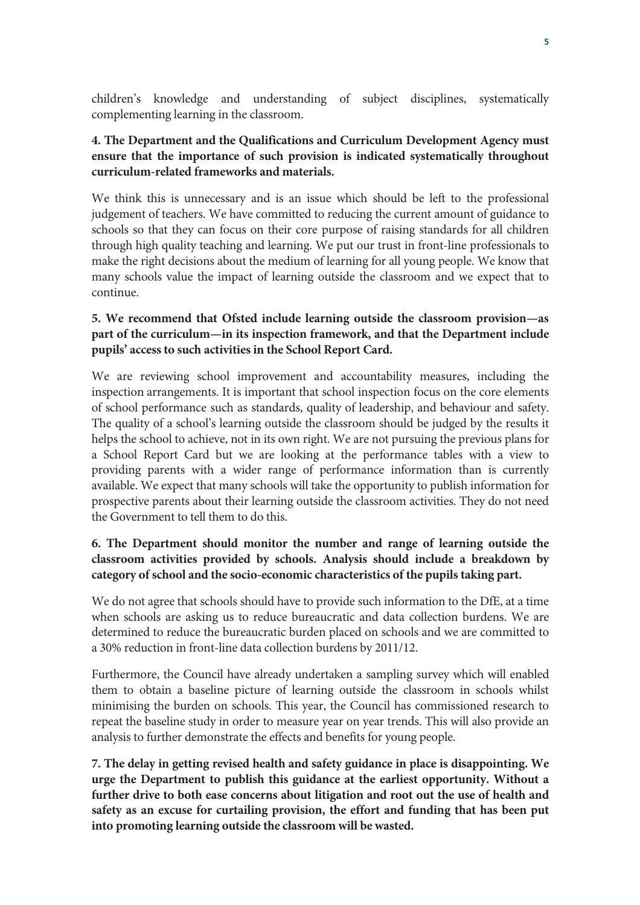children's knowledge and understanding of subject disciplines, systematically complementing learning in the classroom.

**4. The Department and the Qualifications and Curriculum Development Agency must ensure that the importance of such provision is indicated systematically throughout curriculum-related frameworks and materials.**

We think this is unnecessary and is an issue which should be left to the professional judgement of teachers. We have committed to reducing the current amount of guidance to schools so that they can focus on their core purpose of raising standards for all children through high quality teaching and learning. We put our trust in front-line professionals to make the right decisions about the medium of learning for all young people. We know that many schools value the impact of learning outside the classroom and we expect that to continue.

**5. We recommend that Ofsted include learning outside the classroom provision—as part of the curriculum—in its inspection framework, and that the Department include pupils' access to such activities in the School Report Card.**

We are reviewing school improvement and accountability measures, including the inspection arrangements. It is important that school inspection focus on the core elements of school performance such as standards, quality of leadership, and behaviour and safety. The quality of a school's learning outside the classroom should be judged by the results it helps the school to achieve, not in its own right. We are not pursuing the previous plans for a School Report Card but we are looking at the performance tables with a view to providing parents with a wider range of performance information than is currently available. We expect that many schools will take the opportunity to publish information for prospective parents about their learning outside the classroom activities. They do not need the Government to tell them to do this.

**6. The Department should monitor the number and range of learning outside the classroom activities provided by schools. Analysis should include a breakdown by category of school and the socio-economic characteristics of the pupils taking part.**

We do not agree that schools should have to provide such information to the DfE, at a time when schools are asking us to reduce bureaucratic and data collection burdens. We are determined to reduce the bureaucratic burden placed on schools and we are committed to a 30% reduction in front-line data collection burdens by 2011/12.

Furthermore, the Council have already undertaken a sampling survey which will enabled them to obtain a baseline picture of learning outside the classroom in schools whilst minimising the burden on schools. This year, the Council has commissioned research to repeat the baseline study in order to measure year on year trends. This will also provide an analysis to further demonstrate the effects and benefits for young people.

**7. The delay in getting revised health and safety guidance in place is disappointing. We urge the Department to publish this guidance at the earliest opportunity. Without a further drive to both ease concerns about litigation and root out the use of health and safety as an excuse for curtailing provision, the effort and funding that has been put into promoting learning outside the classroom will be wasted.**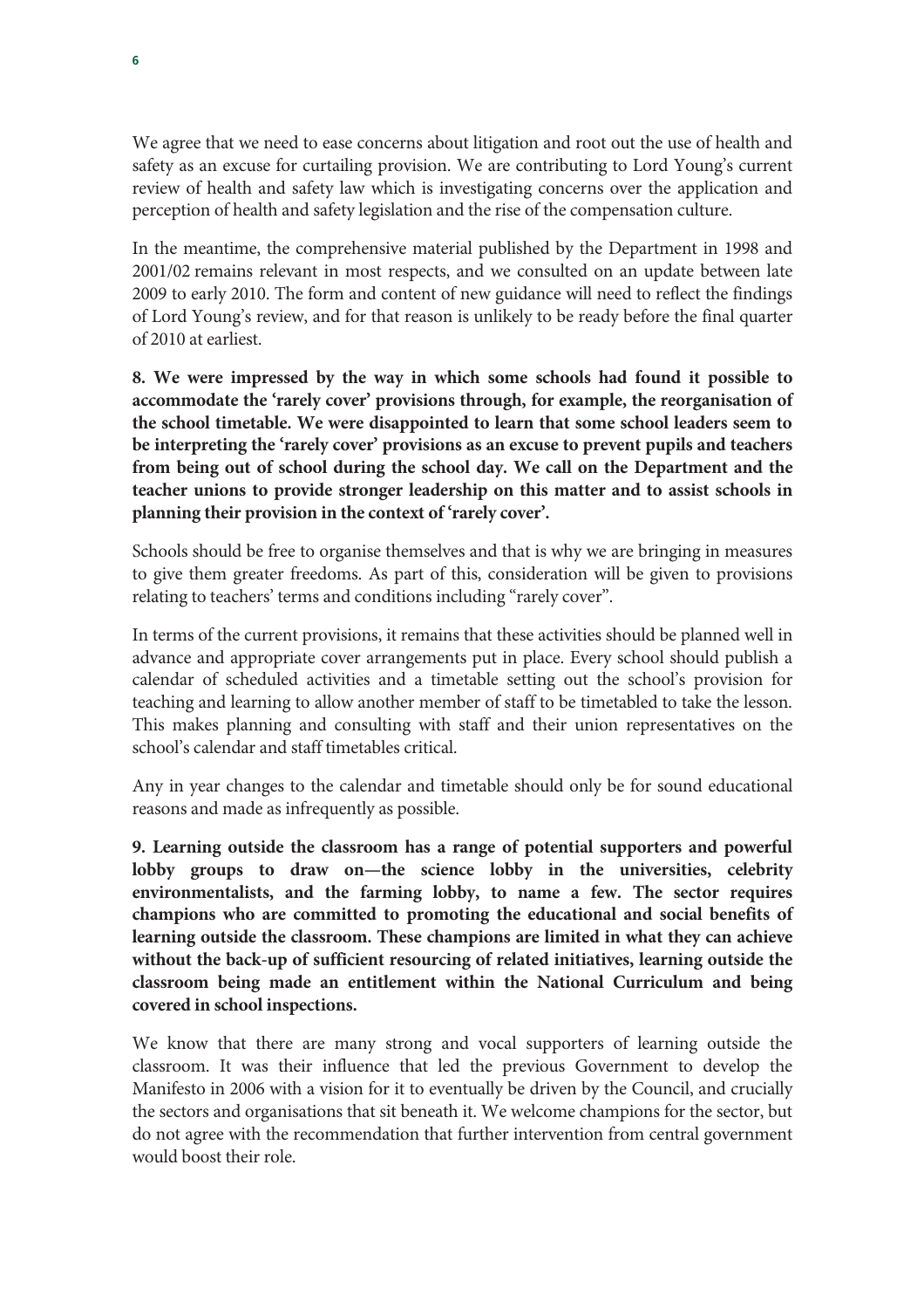We agree that we need to ease concerns about litigation and root out the use of health and safety as an excuse for curtailing provision. We are contributing to Lord Young's current review of health and safety law which is investigating concerns over the application and perception of health and safety legislation and the rise of the compensation culture.

In the meantime, the comprehensive material published by the Department in 1998 and 2001/02 remains relevant in most respects, and we consulted on an update between late 2009 to early 2010. The form and content of new guidance will need to reflect the findings of Lord Young's review, and for that reason is unlikely to be ready before the final quarter of 2010 at earliest.

**8. We were impressed by the way in which some schools had found it possible to accommodate the 'rarely cover' provisions through, for example, the reorganisation of the school timetable. We were disappointed to learn that some school leaders seem to be interpreting the 'rarely cover' provisions as an excuse to prevent pupils and teachers from being out of school during the school day. We call on the Department and the teacher unions to provide stronger leadership on this matter and to assist schools in planning their provision in the context of 'rarely cover'.**

Schools should be free to organise themselves and that is why we are bringing in measures to give them greater freedoms. As part of this, consideration will be given to provisions relating to teachers' terms and conditions including "rarely cover".

In terms of the current provisions, it remains that these activities should be planned well in advance and appropriate cover arrangements put in place. Every school should publish a calendar of scheduled activities and a timetable setting out the school's provision for teaching and learning to allow another member of staff to be timetabled to take the lesson. This makes planning and consulting with staff and their union representatives on the school's calendar and staff timetables critical.

Any in year changes to the calendar and timetable should only be for sound educational reasons and made as infrequently as possible.

**9. Learning outside the classroom has a range of potential supporters and powerful lobby groups to draw on—the science lobby in the universities, celebrity environmentalists, and the farming lobby, to name a few. The sector requires champions who are committed to promoting the educational and social benefits of learning outside the classroom. These champions are limited in what they can achieve without the back-up of sufficient resourcing of related initiatives, learning outside the classroom being made an entitlement within the National Curriculum and being covered in school inspections.**

We know that there are many strong and vocal supporters of learning outside the classroom. It was their influence that led the previous Government to develop the Manifesto in 2006 with a vision for it to eventually be driven by the Council, and crucially the sectors and organisations that sit beneath it. We welcome champions for the sector, but do not agree with the recommendation that further intervention from central government would boost their role.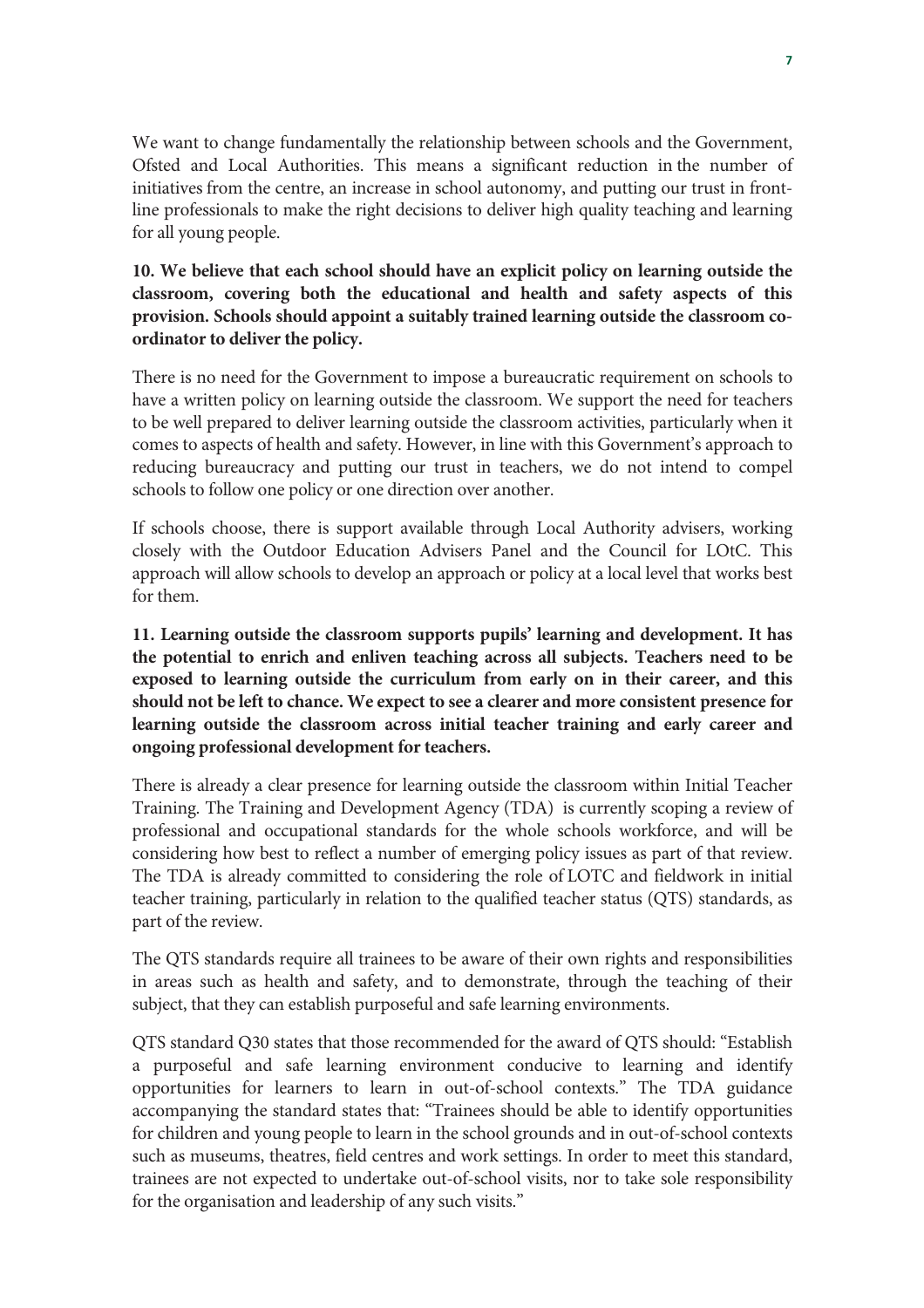We want to change fundamentally the relationship between schools and the Government, Ofsted and Local Authorities. This means a significant reduction in the number of initiatives from the centre, an increase in school autonomy, and putting our trust in front-line professionals to make the right decisions to deliver high quality teaching and learning for all young people.

**10. We believe that each school should have an explicit policy on learning outside the classroom, covering both the educational and health and safety aspects of this provision. Schools should appoint a suitably trained learning outside the classroom co-ordinator to deliver the policy.**

There is no need for the Government to impose a bureaucratic requirement on schools to have a written policy on learning outside the classroom. We support the need for teachers to be well prepared to deliver learning outside the classroom activities, particularly when it comes to aspects of health and safety. However, in line with this Government's approach to reducing bureaucracy and putting our trust in teachers, we do not intend to compel schools to follow one policy or one direction over another.

If schools choose, there is support available through Local Authority advisers, working closely with the Outdoor Education Advisers Panel and the Council for LOtC. This approach will allow schools to develop an approach or policy at a local level that works best for them.

**11. Learning outside the classroom supports pupils' learning and development. It has the potential to enrich and enliven teaching across all subjects. Teachers need to be exposed to learning outside the curriculum from early on in their career, and this should not be left to chance. We expect to see a clearer and more consistent presence for learning outside the classroom across initial teacher training and early career and ongoing professional development for teachers.**

There is already a clear presence for learning outside the classroom within Initial Teacher Training. The Training and Development Agency (TDA) is currently scoping a review of professional and occupational standards for the whole schools workforce, and will be considering how best to reflect a number of emerging policy issues as part of that review. The TDA is already committed to considering the role of LOTC and fieldwork in initial teacher training, particularly in relation to the qualified teacher status (QTS) standards, as part of the review.

The QTS standards require all trainees to be aware of their own rights and responsibilities in areas such as health and safety, and to demonstrate, through the teaching of their subject, that they can establish purposeful and safe learning environments.

QTS standard Q30 states that those recommended for the award of QTS should: "Establish a purposeful and safe learning environment conducive to learning and identify opportunities for learners to learn in out-of-school contexts." The TDA guidance accompanying the standard states that: "Trainees should be able to identify opportunities for children and young people to learn in the school grounds and in out-of-school contexts such as museums, theatres, field centres and work settings. In order to meet this standard, trainees are not expected to undertake out-of-school visits, nor to take sole responsibility for the organisation and leadership of any such visits."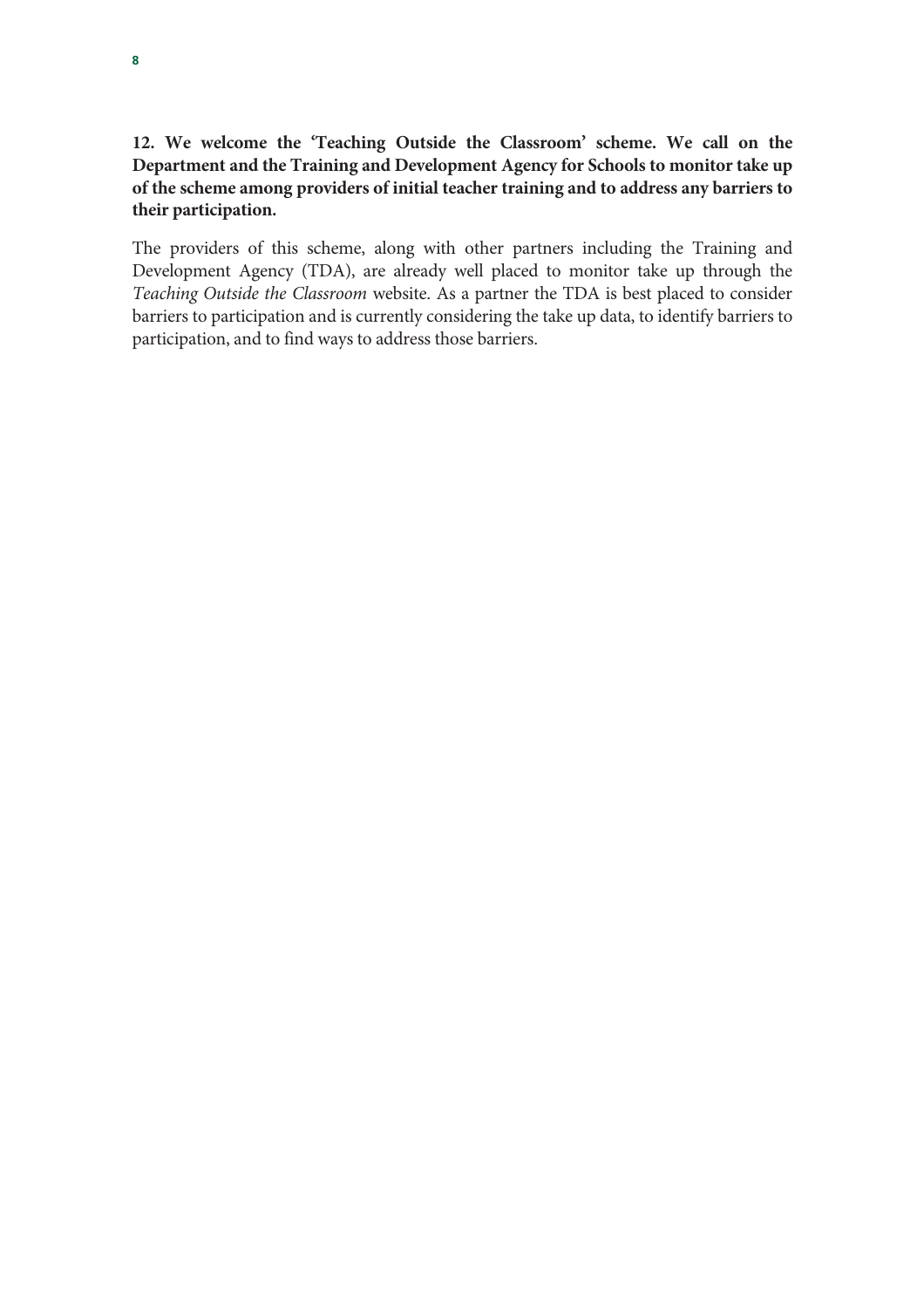**12. We welcome the 'Teaching Outside the Classroom' scheme. We call on the Department and the Training and Development Agency for Schools to monitor take up of the scheme among providers of initial teacher training and to address any barriers to their participation.**

The providers of this scheme, along with other partners including the Training and Development Agency (TDA), are already well placed to monitor take up through the *Teaching Outside the Classroom* website. As a partner the TDA is best placed to consider barriers to participation and is currently considering the take up data, to identify barriers to participation, and to find ways to address those barriers.